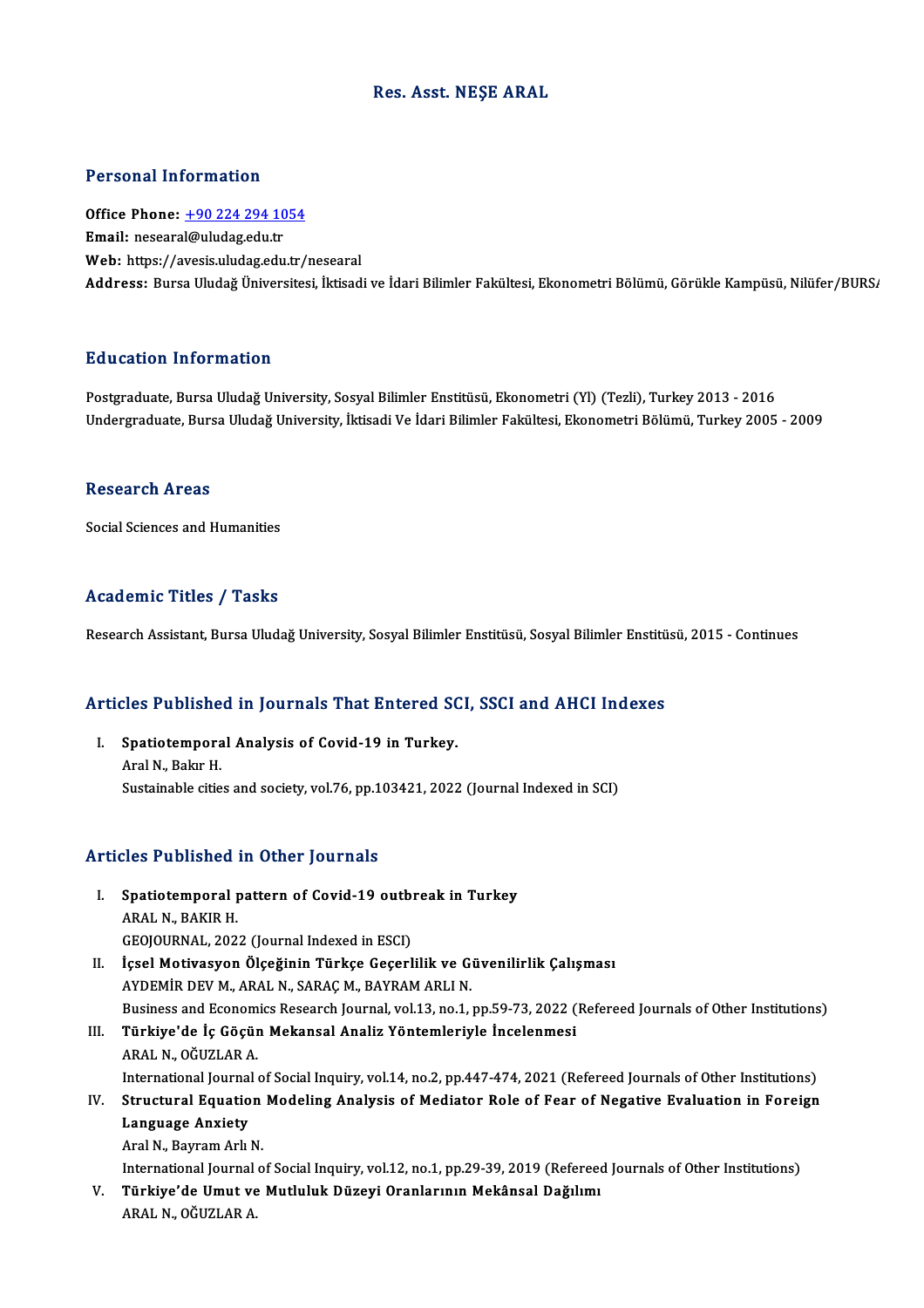# Res. Asst. NEŞE ARAL

## Personal Information

**Office Phone:** +90 224 294 1054
**Email:** nesearal@uludag.edu.tr
**Web:** https://avesis.uludag.edu.tr/nesearal
**Address:** Bursa Uludağ Üniversitesi, İktisadi ve İdari Bilimler Fakültesi, Ekonometri Bölümü, Görükle Kampüsü, Nilüfer/BURSA

## Education Information

Postgraduate, Bursa Uludağ University, Sosyal Bilimler Enstitüsü, Ekonometri (Yl) (Tezli), Turkey 2013 - 2016
Undergraduate, Bursa Uludağ University, İktisadi Ve İdari Bilimler Fakültesi, Ekonometri Bölümü, Turkey 2005 - 2009

## Research Areas

Social Sciences and Humanities

## Academic Titles / Tasks

Research Assistant, Bursa Uludağ University, Sosyal Bilimler Enstitüsü, Sosyal Bilimler Enstitüsü, 2015 - Continues

## Articles Published in Journals That Entered SCI, SSCI and AHCI Indexes

I. **Spatiotemporal Analysis of Covid-19 in Turkey.**
Aral N., Bakır H.
Sustainable cities and society, vol.76, pp.103421, 2022 (Journal Indexed in SCI)

## Articles Published in Other Journals

I. **Spatiotemporal pattern of Covid-19 outbreak in Turkey**
ARAL N., BAKIR H.
GEOJOURNAL, 2022 (Journal Indexed in ESCI)

II. **İçsel Motivasyon Ölçeğinin Türkçe Geçerlilik ve Güvenilirlik Çalışması**
AYDEMİR DEV M., ARAL N., SARAÇ M., BAYRAM ARLI N.
Business and Economics Research Journal, vol.13, no.1, pp.59-73, 2022 (Refereed Journals of Other Institutions)

III. **Türkiye'de İç Göçün Mekansal Analiz Yöntemleriyle İncelenmesi**
ARAL N., OĞUZLAR A.
International Journal of Social Inquiry, vol.14, no.2, pp.447-474, 2021 (Refereed Journals of Other Institutions)

IV. **Structural Equation Modeling Analysis of Mediator Role of Fear of Negative Evaluation in Foreign Language Anxiety**
Aral N., Bayram Arlı N.
International Journal of Social Inquiry, vol.12, no.1, pp.29-39, 2019 (Refereed Journals of Other Institutions)

V. **Türkiye'de Umut ve Mutluluk Düzeyi Oranlarının Mekânsal Dağılımı**
ARAL N., OĞUZLAR A.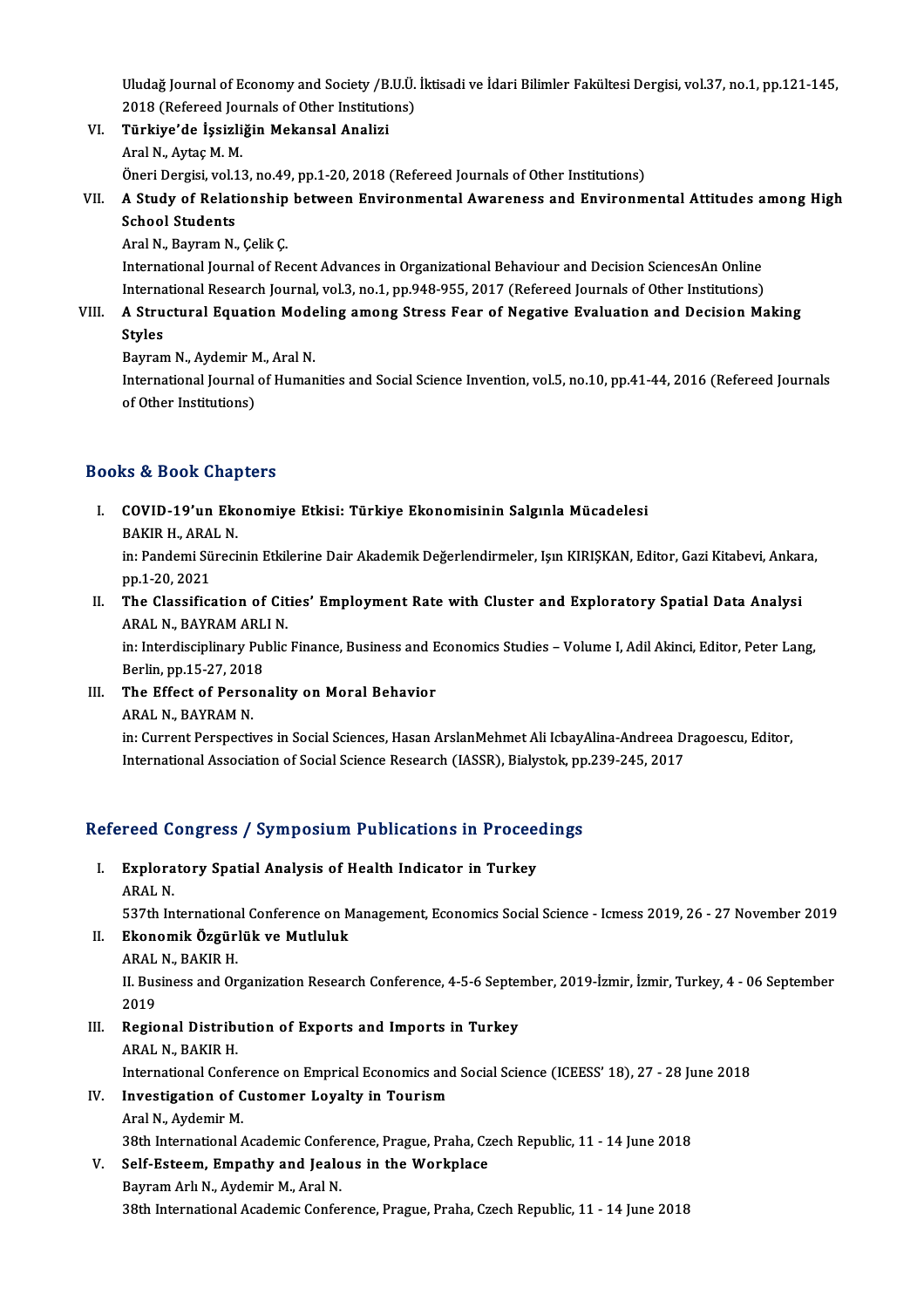Uludağ Journal of Economy and Society /B.U.Ü. İktisadi ve İdari Bilimler Fakültesi Dergisi, vol.37, no.1, pp.121-145, 2018 (Refereed Journals of Other Institutions)

VI. **Türkiye'de İşsizliğin Mekansal Analizi**
Aral N., Aytaç M. M.
Öneri Dergisi, vol.13, no.49, pp.1-20, 2018 (Refereed Journals of Other Institutions)

VII. **A Study of Relationship between Environmental Awareness and Environmental Attitudes among High School Students**
Aral N., Bayram N., Çelik Ç.
International Journal of Recent Advances in Organizational Behaviour and Decision SciencesAn Online International Research Journal, vol.3, no.1, pp.948-955, 2017 (Refereed Journals of Other Institutions)

VIII. **A Structural Equation Modeling among Stress Fear of Negative Evaluation and Decision Making Styles**
Bayram N., Aydemir M., Aral N.
International Journal of Humanities and Social Science Invention, vol.5, no.10, pp.41-44, 2016 (Refereed Journals of Other Institutions)

## Books & Book Chapters

I. **COVID-19'un Ekonomiye Etkisi: Türkiye Ekonomisinin Salgınla Mücadelesi**
BAKIR H., ARAL N.
in: Pandemi Sürecinin Etkilerine Dair Akademik Değerlendirmeler, Işın KIRIŞKAN, Editor, Gazi Kitabevi, Ankara, pp.1-20, 2021

II. **The Classification of Cities' Employment Rate with Cluster and Exploratory Spatial Data Analysi**
ARAL N., BAYRAM ARLI N.
in: Interdisciplinary Public Finance, Business and Economics Studies – Volume I, Adil Akinci, Editor, Peter Lang, Berlin, pp.15-27, 2018

III. **The Effect of Personality on Moral Behavior**
ARAL N., BAYRAM N.
in: Current Perspectives in Social Sciences, Hasan ArslanMehmet Ali IcbayAlina-Andreea Dragoescu, Editor, International Association of Social Science Research (IASSR), Bialystok, pp.239-245, 2017

## Refereed Congress / Symposium Publications in Proceedings

I. **Exploratory Spatial Analysis of Health Indicator in Turkey**
ARAL N.
537th International Conference on Management, Economics Social Science - Icmess 2019, 26 - 27 November 2019

II. **Ekonomik Özgürlük ve Mutluluk**
ARAL N., BAKIR H.
II. Business and Organization Research Conference, 4-5-6 September, 2019-İzmir, İzmir, Turkey, 4 - 06 September 2019

III. **Regional Distribution of Exports and Imports in Turkey**
ARAL N., BAKIR H.
International Conference on Emprical Economics and Social Science (ICEESS' 18), 27 - 28 June 2018

IV. **Investigation of Customer Loyalty in Tourism**
Aral N., Aydemir M.
38th International Academic Conference, Prague, Praha, Czech Republic, 11 - 14 June 2018

V. **Self-Esteem, Empathy and Jealous in the Workplace**
Bayram Arlı N., Aydemir M., Aral N.
38th International Academic Conference, Prague, Praha, Czech Republic, 11 - 14 June 2018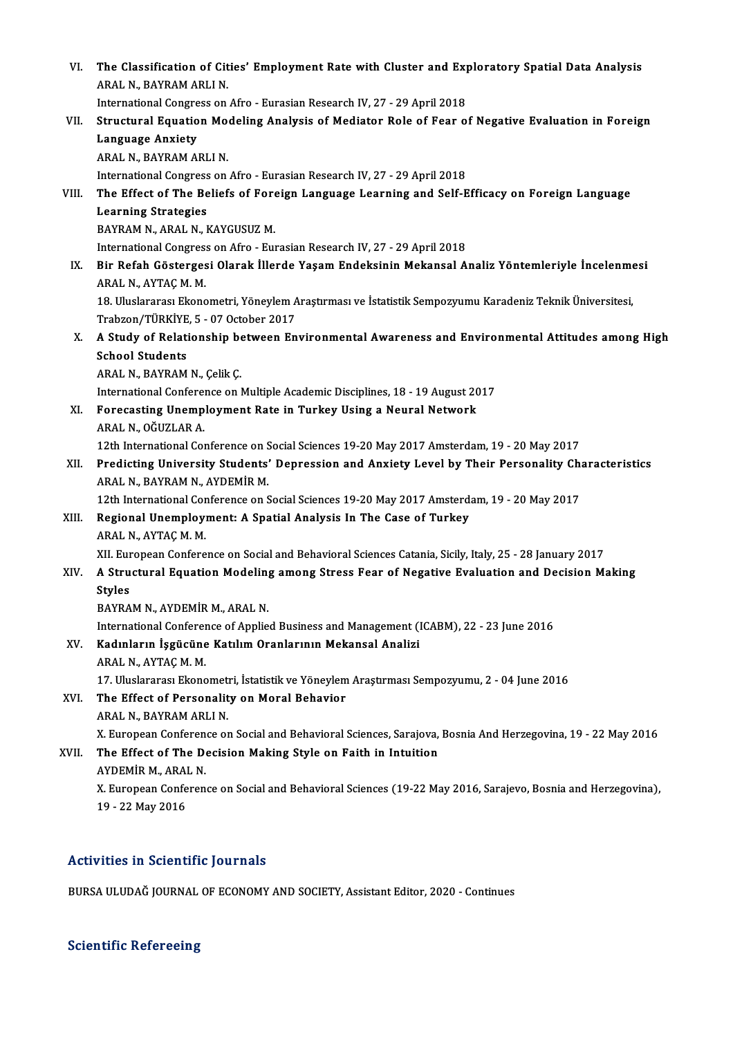VI. **The Classification of Cities' Employment Rate with Cluster and Exploratory Spatial Data Analysis**
ARAL N., BAYRAM ARLI N.
International Congress on Afro - Eurasian Research IV, 27 - 29 April 2018

VII. **Structural Equation Modeling Analysis of Mediator Role of Fear of Negative Evaluation in Foreign Language Anxiety**
ARAL N., BAYRAM ARLI N.
International Congress on Afro - Eurasian Research IV, 27 - 29 April 2018

VIII. **The Effect of The Beliefs of Foreign Language Learning and Self-Efficacy on Foreign Language Learning Strategies**
BAYRAM N., ARAL N., KAYGUSUZ M.
International Congress on Afro - Eurasian Research IV, 27 - 29 April 2018

IX. **Bir Refah Göstergesi Olarak İllerde Yaşam Endeksinin Mekansal Analiz Yöntemleriyle İncelenmesi**
ARAL N., AYTAÇ M. M.
18. Uluslararası Ekonometri, Yöneylem Araştırması ve İstatistik Sempozyumu Karadeniz Teknik Üniversitesi, Trabzon/TÜRKİYE, 5 - 07 October 2017

X. **A Study of Relationship between Environmental Awareness and Environmental Attitudes among High School Students**
ARAL N., BAYRAM N., Çelik Ç.
International Conference on Multiple Academic Disciplines, 18 - 19 August 2017

XI. **Forecasting Unemployment Rate in Turkey Using a Neural Network**
ARAL N., OĞUZLAR A.
12th International Conference on Social Sciences 19-20 May 2017 Amsterdam, 19 - 20 May 2017

XII. **Predicting University Students' Depression and Anxiety Level by Their Personality Characteristics**
ARAL N., BAYRAM N., AYDEMİR M.
12th International Conference on Social Sciences 19-20 May 2017 Amsterdam, 19 - 20 May 2017

XIII. **Regional Unemployment: A Spatial Analysis In The Case of Turkey**
ARAL N., AYTAÇ M. M.
XII. European Conference on Social and Behavioral Sciences Catania, Sicily, Italy, 25 - 28 January 2017

XIV. **A Structural Equation Modeling among Stress Fear of Negative Evaluation and Decision Making Styles**
BAYRAM N., AYDEMİR M., ARAL N.
International Conference of Applied Business and Management (ICABM), 22 - 23 June 2016

XV. **Kadınların İşgücüne Katılım Oranlarının Mekansal Analizi**
ARAL N., AYTAÇ M. M.
17. Uluslararası Ekonometri, İstatistik ve Yöneylem Araştırması Sempozyumu, 2 - 04 June 2016

XVI. **The Effect of Personality on Moral Behavior**
ARAL N., BAYRAM ARLI N.
X. European Conference on Social and Behavioral Sciences, Sarajova, Bosnia And Herzegovina, 19 - 22 May 2016

XVII. **The Effect of The Decision Making Style on Faith in Intuition**
AYDEMİR M., ARAL N.
X. European Conference on Social and Behavioral Sciences (19-22 May 2016, Sarajevo, Bosnia and Herzegovina), 19 - 22 May 2016

## Activities in Scientific Journals

BURSA ULUDAĞ JOURNAL OF ECONOMY AND SOCIETY, Assistant Editor, 2020 - Continues

## Scientific Refereeing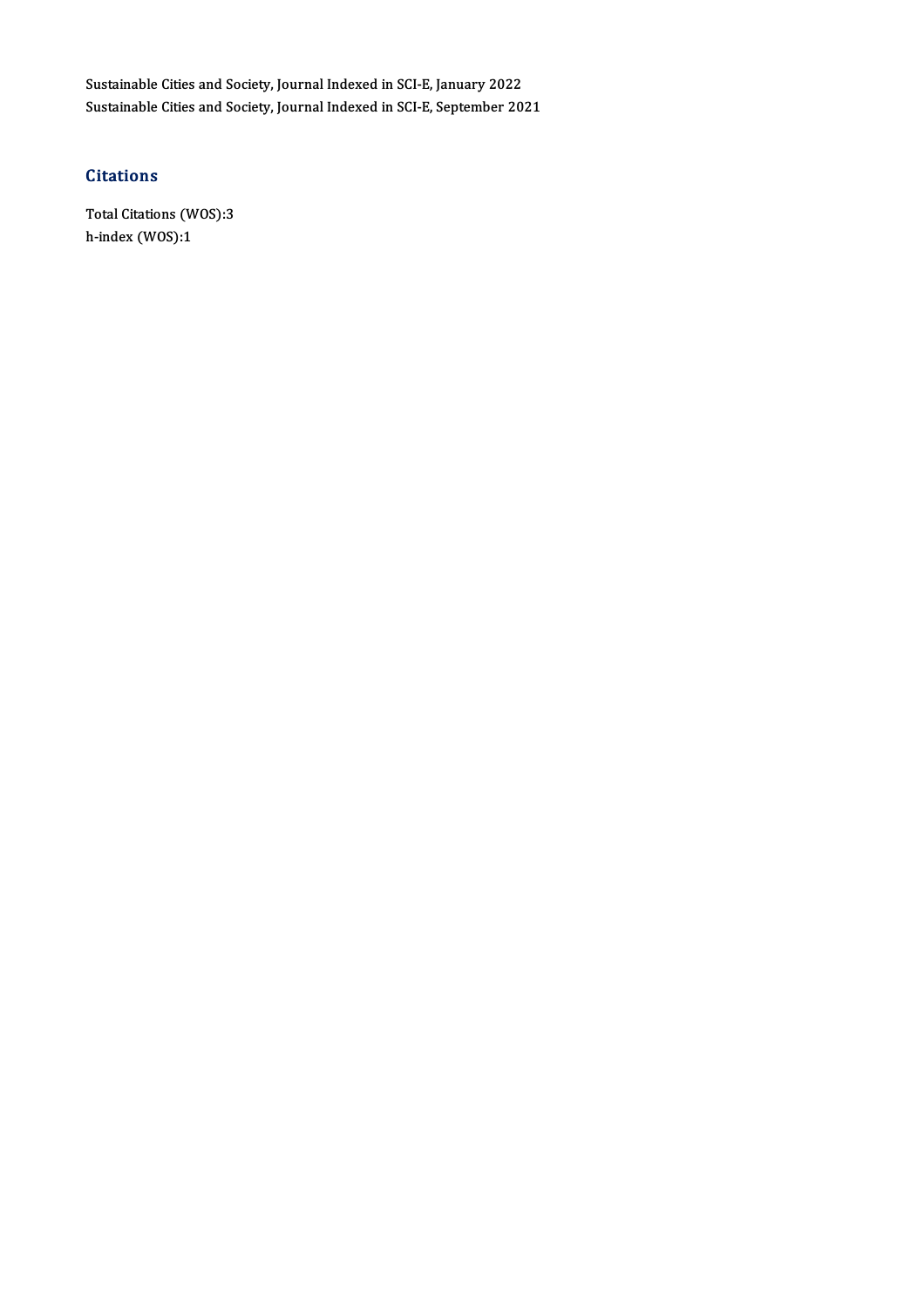Sustainable Cities and Society, Journal Indexed in SCI-E, January 2022
Sustainable Cities and Society, Journal Indexed in SCI-E, September 2021

## Citations

Total Citations (WOS):3
h-index (WOS):1